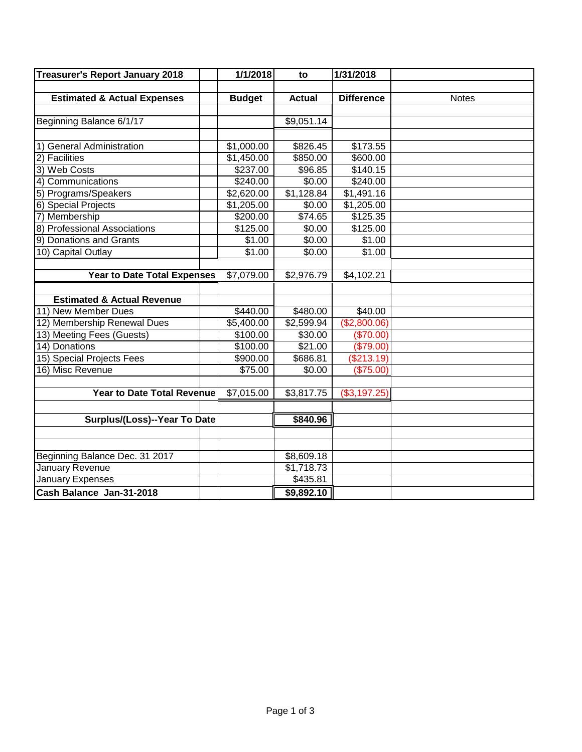| Treasurer's Report January 2018 | | 1/1/2018 | to | 1/31/2018 | |
|---|---|---|---|---|---|
| | | | | | |
| **Estimated & Actual Expenses** | | **Budget** | **Actual** | **Difference** | Notes |
| | | | | | |
| Beginning Balance 6/1/17 | | | $9,051.14 | | |
| | | | | | |
| 1) General Administration | | $1,000.00 | $826.45 | $173.55 | |
| 2) Facilities | | $1,450.00 | $850.00 | $600.00 | |
| 3) Web Costs | | $237.00 | $96.85 | $140.15 | |
| 4) Communications | | $240.00 | $0.00 | $240.00 | |
| 5) Programs/Speakers | | $2,620.00 | $1,128.84 | $1,491.16 | |
| 6) Special Projects | | $1,205.00 | $0.00 | $1,205.00 | |
| 7) Membership | | $200.00 | $74.65 | $125.35 | |
| 8) Professional Associations | | $125.00 | $0.00 | $125.00 | |
| 9) Donations and Grants | | $1.00 | $0.00 | $1.00 | |
| 10) Capital Outlay | | $1.00 | $0.00 | $1.00 | |
| | | | | | |
| **Year to Date Total Expenses** | | $7,079.00 | $2,976.79 | $4,102.21 | |
| | | | | | |
| **Estimated & Actual Revenue** | | | | | |
| 11) New Member Dues | | $440.00 | $480.00 | $40.00 | |
| 12) Membership Renewal Dues | | $5,400.00 | $2,599.94 | ($2,800.06) | |
| 13) Meeting Fees (Guests) | | $100.00 | $30.00 | ($70.00) | |
| 14) Donations | | $100.00 | $21.00 | ($79.00) | |
| 15) Special Projects Fees | | $900.00 | $686.81 | ($213.19) | |
| 16) Misc Revenue | | $75.00 | $0.00 | ($75.00) | |
| | | | | | |
| **Year to Date Total Revenue** | | $7,015.00 | $3,817.75 | ($3,197.25) | |
| | | | | | |
| **Surplus/(Loss)--Year To Date** | | | **$840.96** | | |
| | | | | | |
| | | | | | |
| Beginning Balance Dec. 31 2017 | | | $8,609.18 | | |
| January Revenue | | | $1,718.73 | | |
| January Expenses | | | $435.81 | | |
| **Cash Balance Jan-31-2018** | | | **$9,892.10** | | |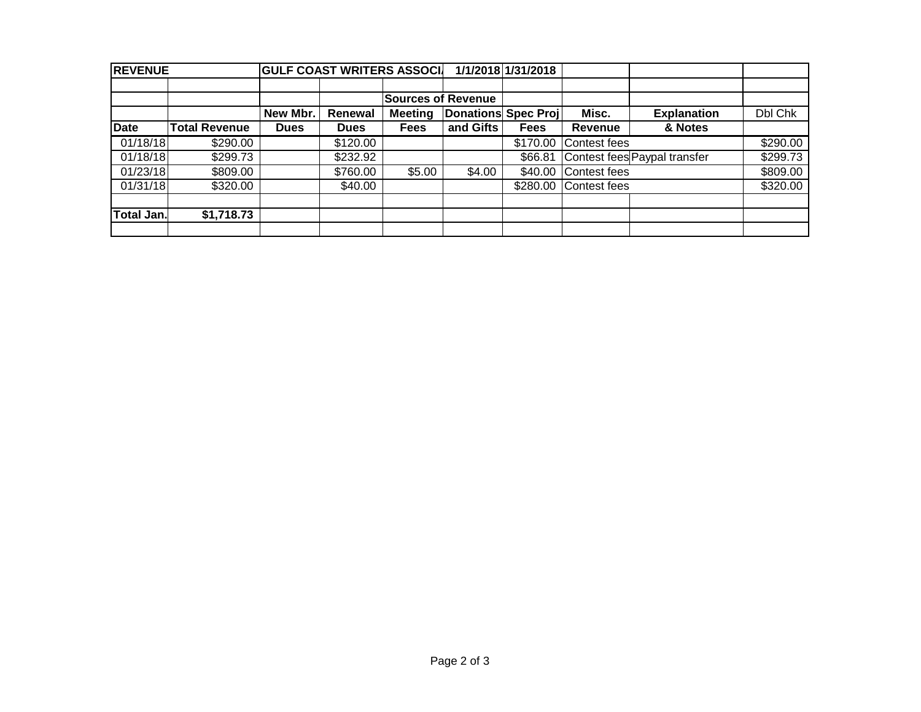| REVENUE | | GULF COAST WRITERS ASSOCI/ | | | 1/1/2018 | 1/31/2018 | | | |
|---|---|---|---|---|---|---|---|---|---|
| | | | | | | | | | |
| | | | | Sources of Revenue | | | | | |
| | | New Mbr. | Renewal | Meeting | Donations | Spec Proj | Misc. | Explanation | Dbl Chk |
| Date | Total Revenue | Dues | Dues | Fees | and Gifts | Fees | Revenue | & Notes | |
| 01/18/18 | $290.00 | | $120.00 | | | $170.00 | Contest fees | | $290.00 |
| 01/18/18 | $299.73 | | $232.92 | | | $66.81 | Contest fees | Paypal transfer | $299.73 |
| 01/23/18 | $809.00 | | $760.00 | $5.00 | $4.00 | $40.00 | Contest fees | | $809.00 |
| 01/31/18 | $320.00 | | $40.00 | | | $280.00 | Contest fees | | $320.00 |
| | | | | | | | | | |
| Total Jan. | $1,718.73 | | | | | | | | |
| | | | | | | | | | |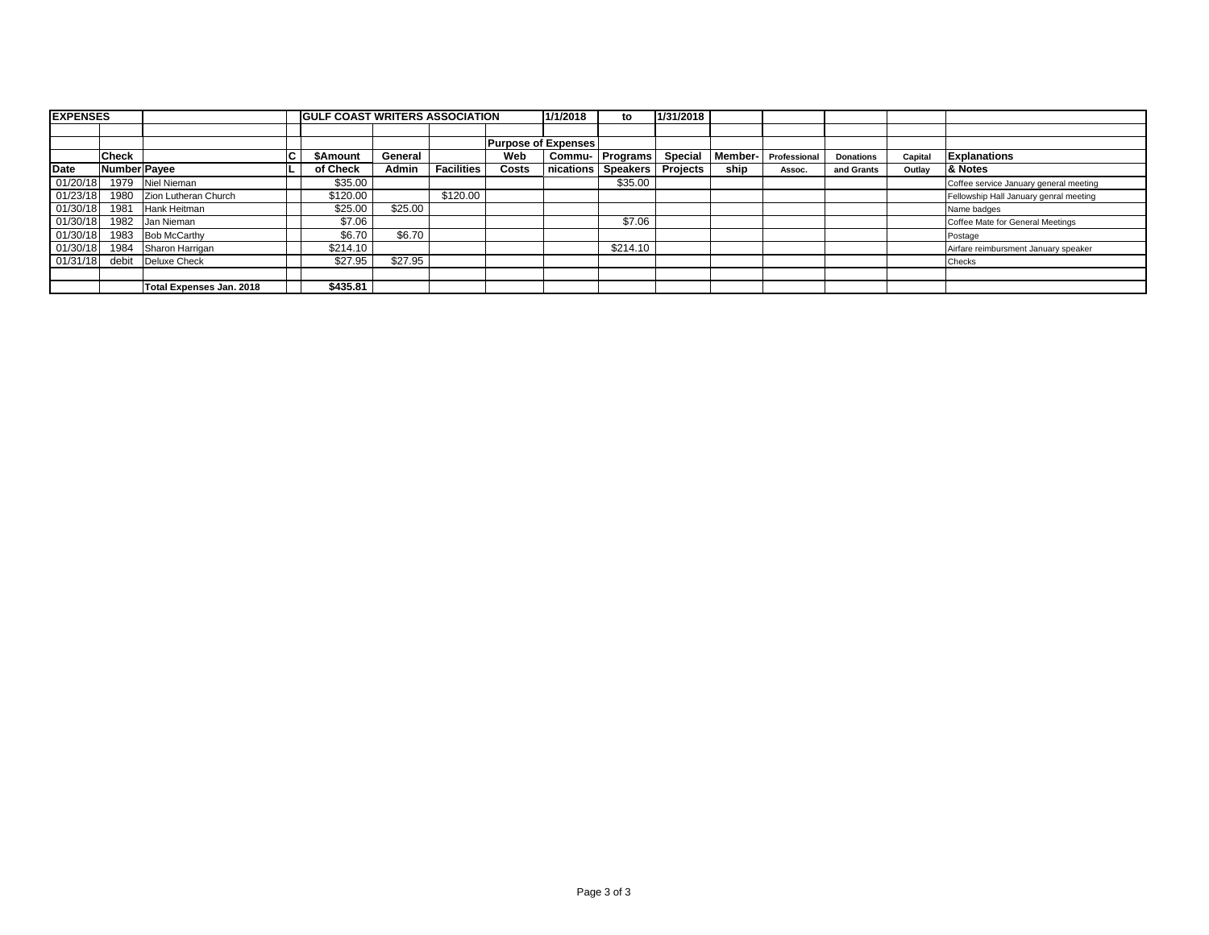| EXPENSES | | | | GULF COAST WRITERS ASSOCIATION | | | | 1/1/2018 | to | 1/31/2018 | | | | | | |
|---|---|---|---|---|---|---|---|---|---|---|---|---|---|---|---|---|
| | | | | | | | | | | | | | | | | |
| | | | | | | | Purpose of Expenses | | | | | | | | | |
| | Check | | C | $Amount | General | | Web | Commu- | Programs | Special | Member- | Professional | Donations | Capital | Explanations |
| Date | Number | Payee | L | of Check | Admin | Facilities | Costs | nications | Speakers | Projects | ship | Assoc. | and Grants | Outlay | & Notes |
| 01/20/18 | 1979 | Niel Nieman | | $35.00 | | | | | $35.00 | | | | | | Coffee service January general meeting |
| 01/23/18 | 1980 | Zion Lutheran Church | | $120.00 | | $120.00 | | | | | | | | | Fellowship Hall January genral meeting |
| 01/30/18 | 1981 | Hank Heitman | | $25.00 | $25.00 | | | | | | | | | | Name badges |
| 01/30/18 | 1982 | Jan Nieman | | $7.06 | | | | | $7.06 | | | | | | Coffee Mate for General Meetings |
| 01/30/18 | 1983 | Bob McCarthy | | $6.70 | $6.70 | | | | | | | | | | Postage |
| 01/30/18 | 1984 | Sharon Harrigan | | $214.10 | | | | | $214.10 | | | | | | Airfare reimbursment January speaker |
| 01/31/18 | debit | Deluxe Check | | $27.95 | $27.95 | | | | | | | | | | Checks |
| | | | | | | | | | | | | | | | |
| | | Total Expenses Jan. 2018 | | $435.81 | | | | | | | | | | | |